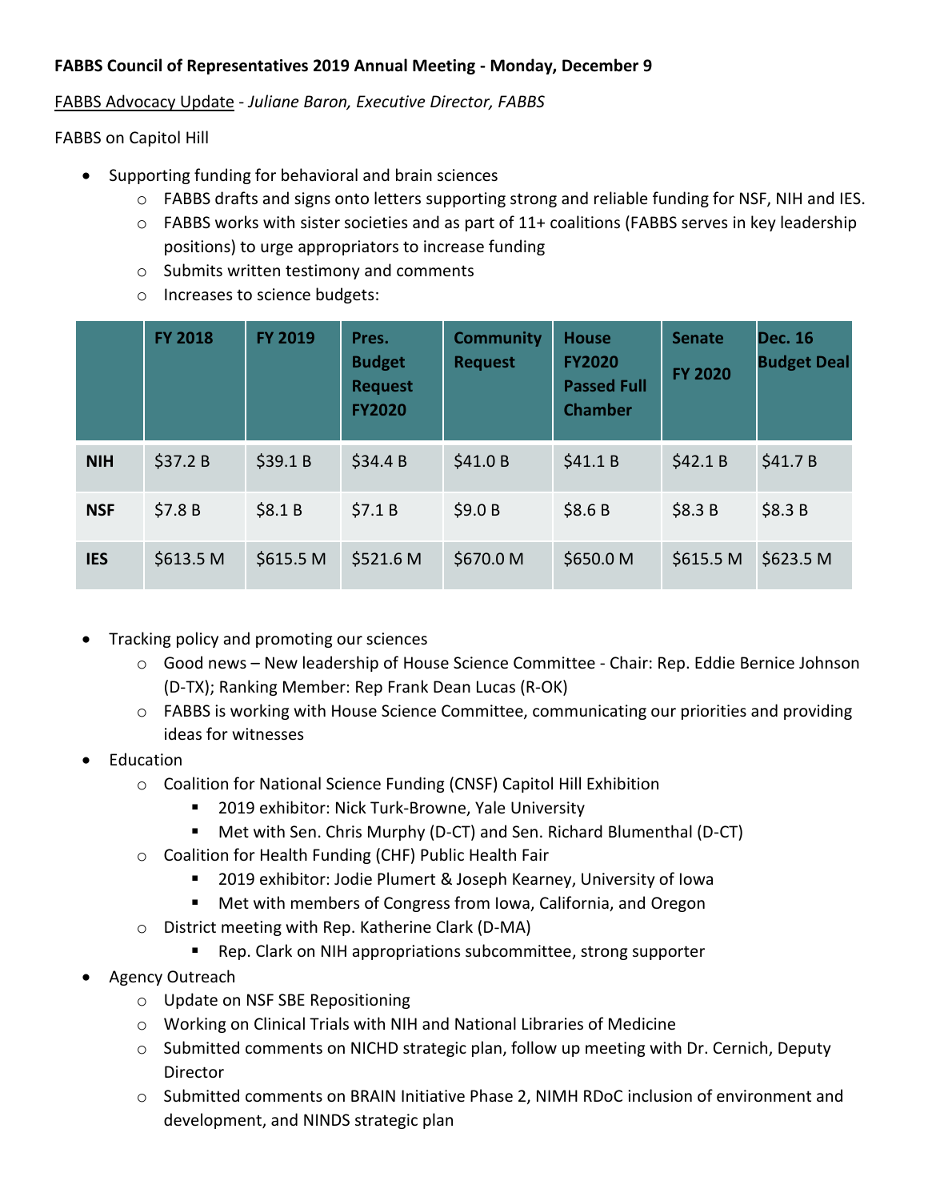**FABBS Council of Representatives 2019 Annual Meeting - Monday, December 9**

FABBS Advocacy Update - *Juliane Baron, Executive Director, FABBS*

FABBS on Capitol Hill

- Supporting funding for behavioral and brain sciences
  - FABBS drafts and signs onto letters supporting strong and reliable funding for NSF, NIH and IES.
  - FABBS works with sister societies and as part of 11+ coalitions (FABBS serves in key leadership positions) to urge appropriators to increase funding
  - Submits written testimony and comments
  - Increases to science budgets:

| | FY 2018 | FY 2019 | Pres. Budget Request FY2020 | Community Request | House FY2020 Passed Full Chamber | Senate FY 2020 | Dec. 16 Budget Deal |
|---|---|---|---|---|---|---|---|
| **NIH** | $37.2 B | $39.1 B | $34.4 B | $41.0 B | $41.1 B | $42.1 B | $41.7 B |
| **NSF** | $7.8 B | $8.1 B | $7.1 B | $9.0 B | $8.6 B | $8.3 B | $8.3 B |
| **IES** | $613.5 M | $615.5 M | $521.6 M | $670.0 M | $650.0 M | $615.5 M | $623.5 M |

- Tracking policy and promoting our sciences
  - Good news – New leadership of House Science Committee - Chair: Rep. Eddie Bernice Johnson (D-TX); Ranking Member: Rep Frank Dean Lucas (R-OK)
  - FABBS is working with House Science Committee, communicating our priorities and providing ideas for witnesses
- Education
  - Coalition for National Science Funding (CNSF) Capitol Hill Exhibition
    - 2019 exhibitor: Nick Turk-Browne, Yale University
    - Met with Sen. Chris Murphy (D-CT) and Sen. Richard Blumenthal (D-CT)
  - Coalition for Health Funding (CHF) Public Health Fair
    - 2019 exhibitor: Jodie Plumert & Joseph Kearney, University of Iowa
    - Met with members of Congress from Iowa, California, and Oregon
  - District meeting with Rep. Katherine Clark (D-MA)
    - Rep. Clark on NIH appropriations subcommittee, strong supporter
- Agency Outreach
  - Update on NSF SBE Repositioning
  - Working on Clinical Trials with NIH and National Libraries of Medicine
  - Submitted comments on NICHD strategic plan, follow up meeting with Dr. Cernich, Deputy Director
  - Submitted comments on BRAIN Initiative Phase 2, NIMH RDoC inclusion of environment and development, and NINDS strategic plan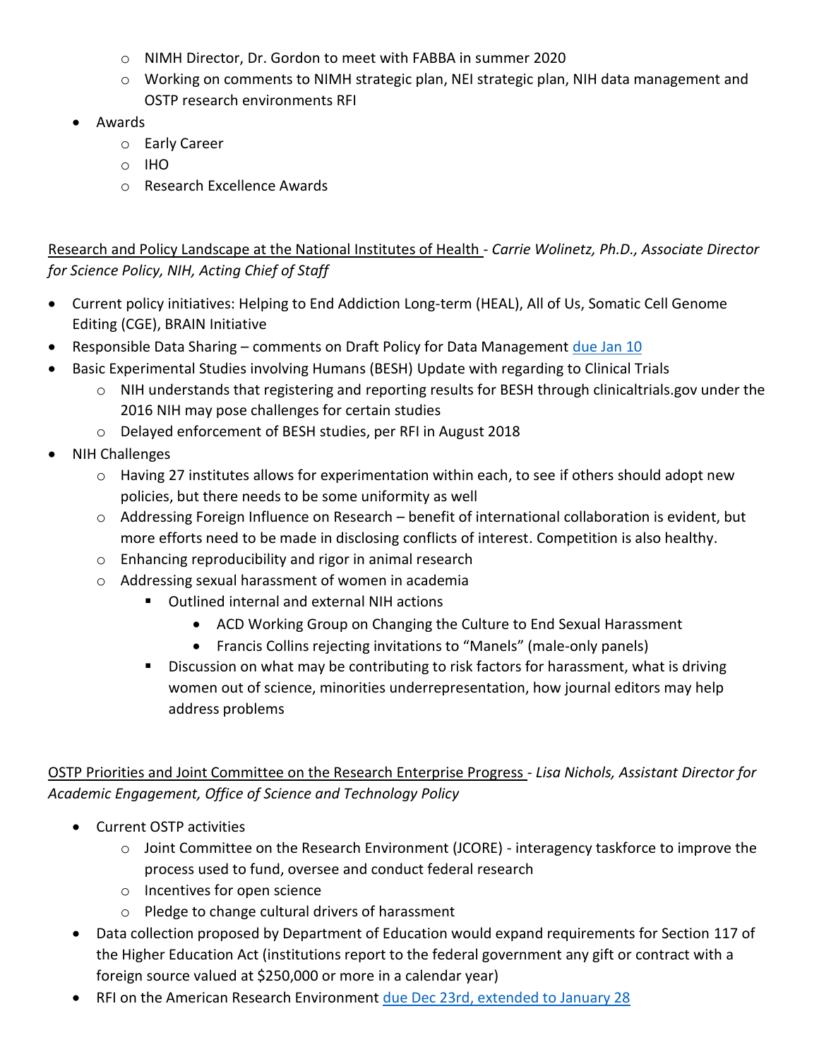- NIMH Director, Dr. Gordon to meet with FABBA in summer 2020
- Working on comments to NIMH strategic plan, NEI strategic plan, NIH data management and OSTP research environments RFI

- Awards
  - Early Career
  - IHO
  - Research Excellence Awards

Research and Policy Landscape at the National Institutes of Health - *Carrie Wolinetz, Ph.D., Associate Director for Science Policy, NIH, Acting Chief of Staff*

- Current policy initiatives: Helping to End Addiction Long-term (HEAL), All of Us, Somatic Cell Genome Editing (CGE), BRAIN Initiative
- Responsible Data Sharing – comments on Draft Policy for Data Management due Jan 10
- Basic Experimental Studies involving Humans (BESH) Update with regarding to Clinical Trials
  - NIH understands that registering and reporting results for BESH through clinicaltrials.gov under the 2016 NIH may pose challenges for certain studies
  - Delayed enforcement of BESH studies, per RFI in August 2018
- NIH Challenges
  - Having 27 institutes allows for experimentation within each, to see if others should adopt new policies, but there needs to be some uniformity as well
  - Addressing Foreign Influence on Research – benefit of international collaboration is evident, but more efforts need to be made in disclosing conflicts of interest. Competition is also healthy.
  - Enhancing reproducibility and rigor in animal research
  - Addressing sexual harassment of women in academia
    - Outlined internal and external NIH actions
      - ACD Working Group on Changing the Culture to End Sexual Harassment
      - Francis Collins rejecting invitations to "Manels" (male-only panels)
    - Discussion on what may be contributing to risk factors for harassment, what is driving women out of science, minorities underrepresentation, how journal editors may help address problems

OSTP Priorities and Joint Committee on the Research Enterprise Progress - *Lisa Nichols, Assistant Director for Academic Engagement, Office of Science and Technology Policy*

- Current OSTP activities
  - Joint Committee on the Research Environment (JCORE) - interagency taskforce to improve the process used to fund, oversee and conduct federal research
  - Incentives for open science
  - Pledge to change cultural drivers of harassment
- Data collection proposed by Department of Education would expand requirements for Section 117 of the Higher Education Act (institutions report to the federal government any gift or contract with a foreign source valued at $250,000 or more in a calendar year)
- RFI on the American Research Environment due Dec 23rd, extended to January 28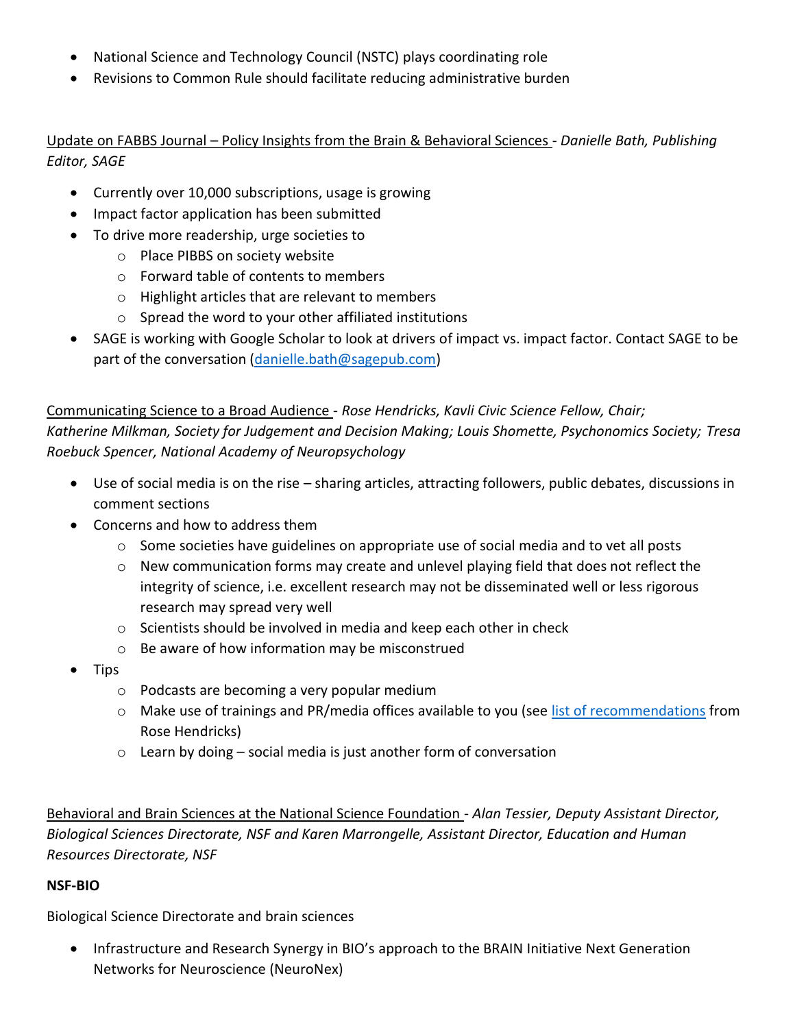- National Science and Technology Council (NSTC) plays coordinating role
- Revisions to Common Rule should facilitate reducing administrative burden

Update on FABBS Journal – Policy Insights from the Brain & Behavioral Sciences - *Danielle Bath, Publishing Editor, SAGE*

- Currently over 10,000 subscriptions, usage is growing
- Impact factor application has been submitted
- To drive more readership, urge societies to
  - Place PIBBS on society website
  - Forward table of contents to members
  - Highlight articles that are relevant to members
  - Spread the word to your other affiliated institutions
- SAGE is working with Google Scholar to look at drivers of impact vs. impact factor. Contact SAGE to be part of the conversation (danielle.bath@sagepub.com)

Communicating Science to a Broad Audience - *Rose Hendricks, Kavli Civic Science Fellow, Chair; Katherine Milkman, Society for Judgement and Decision Making; Louis Shomette, Psychonomics Society; Tresa Roebuck Spencer, National Academy of Neuropsychology*

- Use of social media is on the rise – sharing articles, attracting followers, public debates, discussions in comment sections
- Concerns and how to address them
  - Some societies have guidelines on appropriate use of social media and to vet all posts
  - New communication forms may create and unlevel playing field that does not reflect the integrity of science, i.e. excellent research may not be disseminated well or less rigorous research may spread very well
  - Scientists should be involved in media and keep each other in check
  - Be aware of how information may be misconstrued
- Tips
  - Podcasts are becoming a very popular medium
  - Make use of trainings and PR/media offices available to you (see list of recommendations from Rose Hendricks)
  - Learn by doing – social media is just another form of conversation

Behavioral and Brain Sciences at the National Science Foundation - *Alan Tessier, Deputy Assistant Director, Biological Sciences Directorate, NSF and Karen Marrongelle, Assistant Director, Education and Human Resources Directorate, NSF*

**NSF-BIO**

Biological Science Directorate and brain sciences

- Infrastructure and Research Synergy in BIO's approach to the BRAIN Initiative Next Generation Networks for Neuroscience (NeuroNex)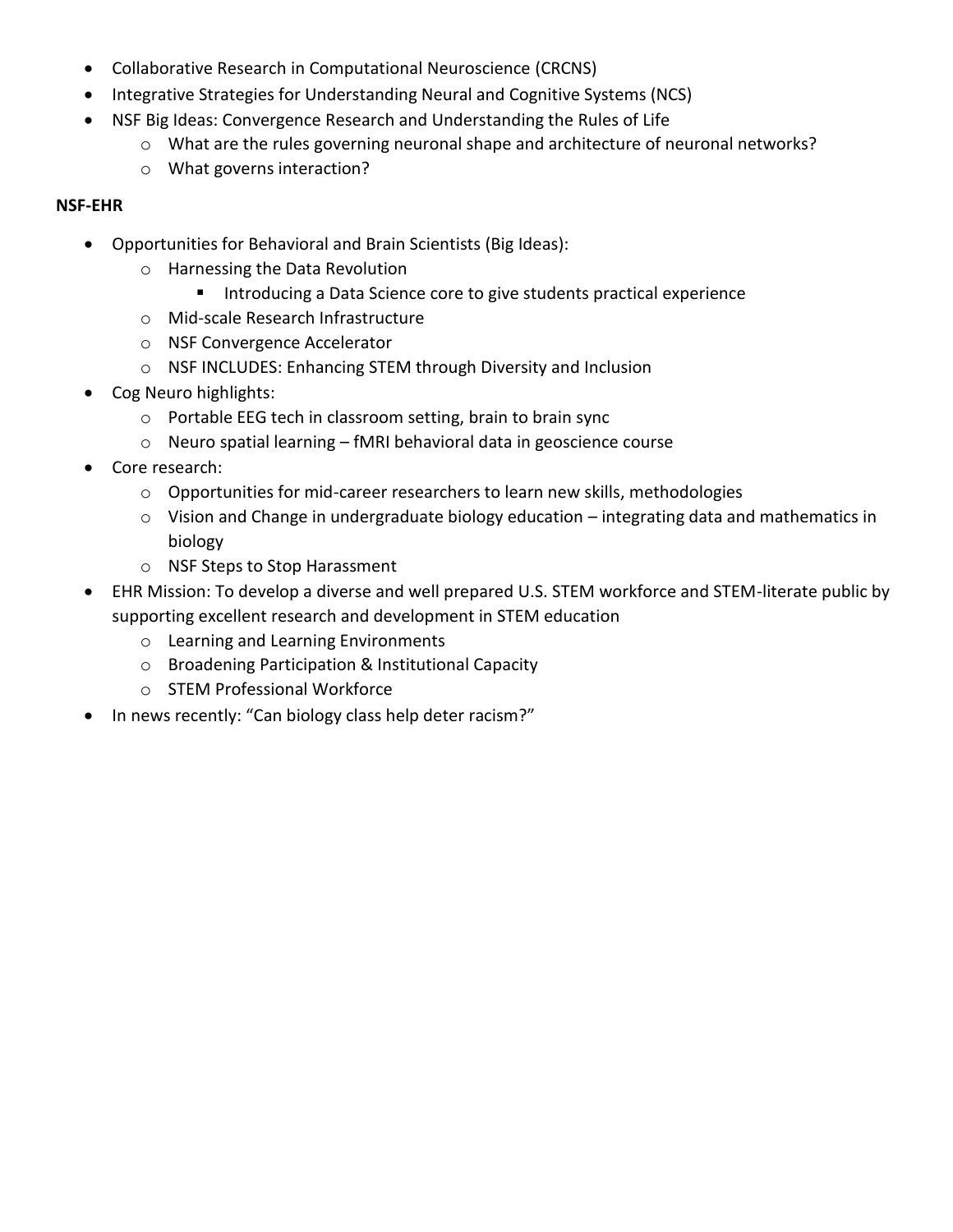- Collaborative Research in Computational Neuroscience (CRCNS)
- Integrative Strategies for Understanding Neural and Cognitive Systems (NCS)
- NSF Big Ideas: Convergence Research and Understanding the Rules of Life
    - What are the rules governing neuronal shape and architecture of neuronal networks?
    - What governs interaction?

**NSF-EHR**

- Opportunities for Behavioral and Brain Scientists (Big Ideas):
    - Harnessing the Data Revolution
        - Introducing a Data Science core to give students practical experience
    - Mid-scale Research Infrastructure
    - NSF Convergence Accelerator
    - NSF INCLUDES: Enhancing STEM through Diversity and Inclusion
- Cog Neuro highlights:
    - Portable EEG tech in classroom setting, brain to brain sync
    - Neuro spatial learning – fMRI behavioral data in geoscience course
- Core research:
    - Opportunities for mid-career researchers to learn new skills, methodologies
    - Vision and Change in undergraduate biology education – integrating data and mathematics in biology
    - NSF Steps to Stop Harassment
- EHR Mission: To develop a diverse and well prepared U.S. STEM workforce and STEM-literate public by supporting excellent research and development in STEM education
    - Learning and Learning Environments
    - Broadening Participation & Institutional Capacity
    - STEM Professional Workforce
- In news recently: "Can biology class help deter racism?"